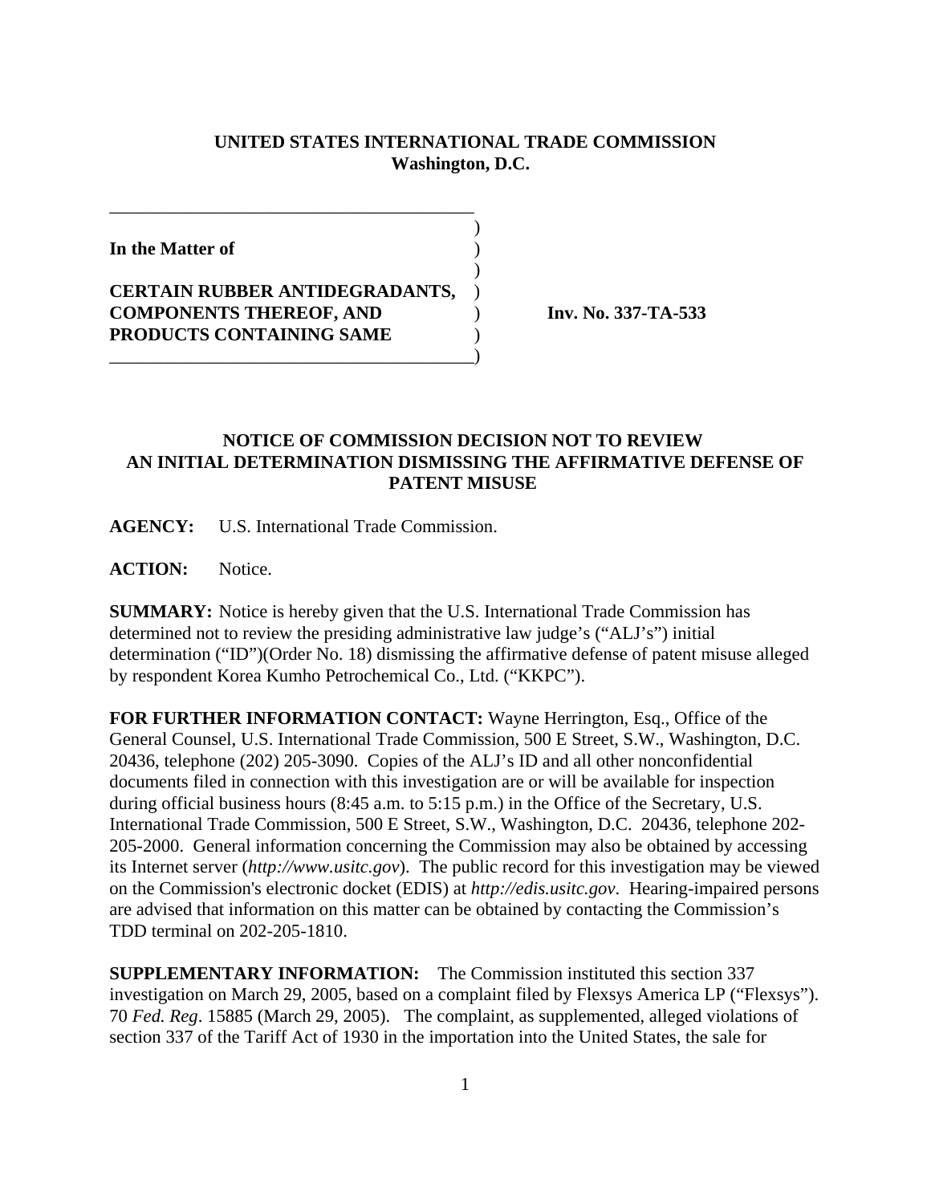**UNITED STATES INTERNATIONAL TRADE COMMISSION**
**Washington, D.C.**

**In the Matter of**

**CERTAIN RUBBER ANTIDEGRADANTS, COMPONENTS THEREOF, AND PRODUCTS CONTAINING SAME**

**Inv. No. 337-TA-533**

## NOTICE OF COMMISSION DECISION NOT TO REVIEW AN INITIAL DETERMINATION DISMISSING THE AFFIRMATIVE DEFENSE OF PATENT MISUSE

**AGENCY:** U.S. International Trade Commission.

**ACTION:** Notice.

**SUMMARY:** Notice is hereby given that the U.S. International Trade Commission has determined not to review the presiding administrative law judge's ("ALJ's") initial determination ("ID")(Order No. 18) dismissing the affirmative defense of patent misuse alleged by respondent Korea Kumho Petrochemical Co., Ltd. ("KKPC").

**FOR FURTHER INFORMATION CONTACT:** Wayne Herrington, Esq., Office of the General Counsel, U.S. International Trade Commission, 500 E Street, S.W., Washington, D.C. 20436, telephone (202) 205-3090. Copies of the ALJ's ID and all other nonconfidential documents filed in connection with this investigation are or will be available for inspection during official business hours (8:45 a.m. to 5:15 p.m.) in the Office of the Secretary, U.S. International Trade Commission, 500 E Street, S.W., Washington, D.C. 20436, telephone 202-205-2000. General information concerning the Commission may also be obtained by accessing its Internet server (*http://www.usitc.gov*). The public record for this investigation may be viewed on the Commission's electronic docket (EDIS) at *http://edis.usitc.gov*. Hearing-impaired persons are advised that information on this matter can be obtained by contacting the Commission's TDD terminal on 202-205-1810.

**SUPPLEMENTARY INFORMATION:** The Commission instituted this section 337 investigation on March 29, 2005, based on a complaint filed by Flexsys America LP ("Flexsys"). 70 *Fed. Reg*. 15885 (March 29, 2005). The complaint, as supplemented, alleged violations of section 337 of the Tariff Act of 1930 in the importation into the United States, the sale for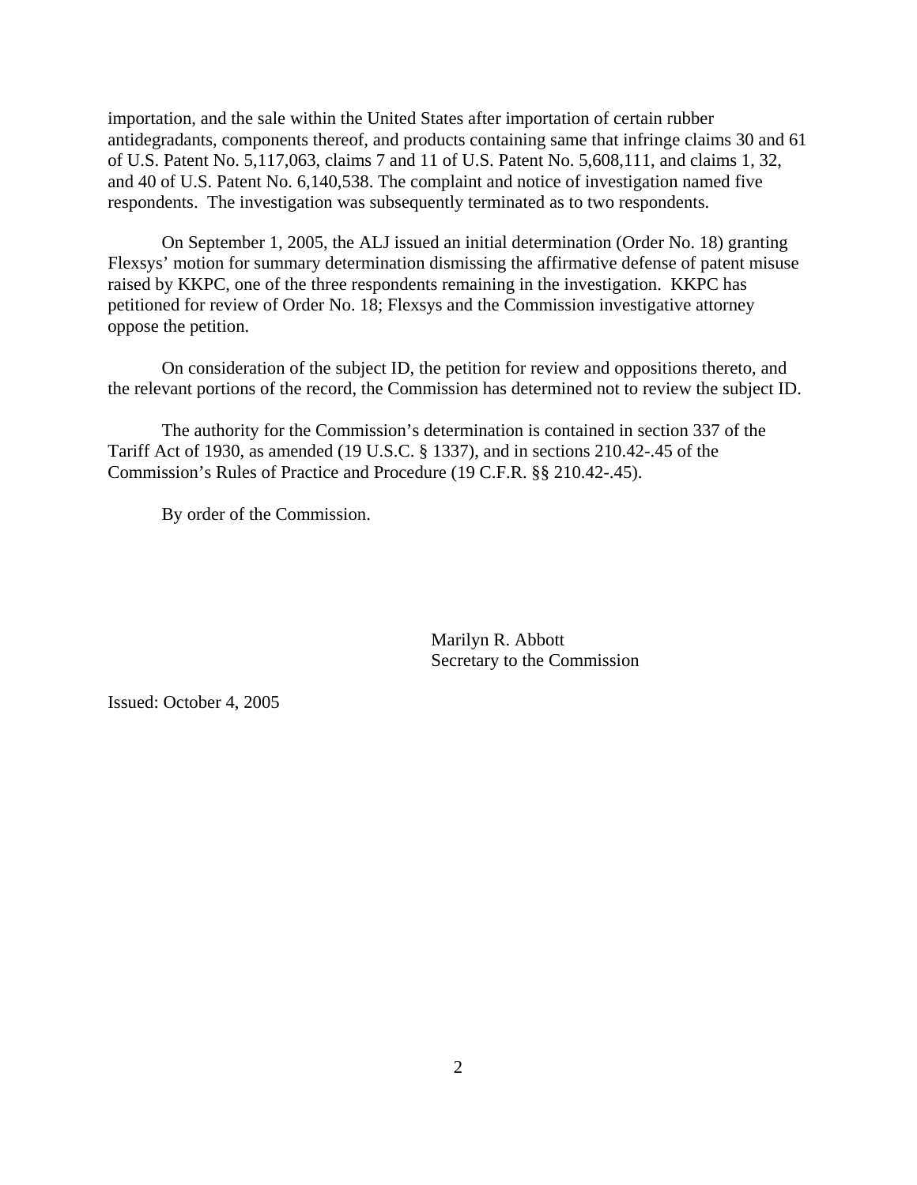importation, and the sale within the United States after importation of certain rubber antidegradants, components thereof, and products containing same that infringe claims 30 and 61 of U.S. Patent No. 5,117,063, claims 7 and 11 of U.S. Patent No. 5,608,111, and claims 1, 32, and 40 of U.S. Patent No. 6,140,538. The complaint and notice of investigation named five respondents. The investigation was subsequently terminated as to two respondents.

On September 1, 2005, the ALJ issued an initial determination (Order No. 18) granting Flexsys' motion for summary determination dismissing the affirmative defense of patent misuse raised by KKPC, one of the three respondents remaining in the investigation. KKPC has petitioned for review of Order No. 18; Flexsys and the Commission investigative attorney oppose the petition.

On consideration of the subject ID, the petition for review and oppositions thereto, and the relevant portions of the record, the Commission has determined not to review the subject ID.

The authority for the Commission's determination is contained in section 337 of the Tariff Act of 1930, as amended (19 U.S.C. § 1337), and in sections 210.42-.45 of the Commission's Rules of Practice and Procedure (19 C.F.R. §§ 210.42-.45).

By order of the Commission.

Marilyn R. Abbott
Secretary to the Commission

Issued: October 4, 2005